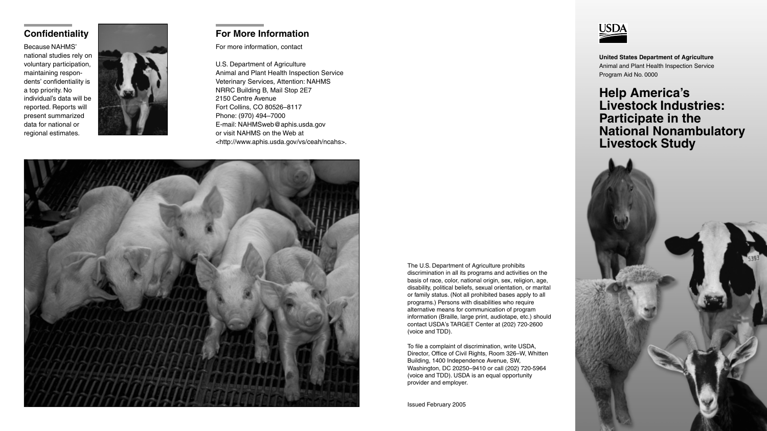## Confidentiality

Because NAHMS' national studies rely on voluntary participation, maintaining respondents' confidentiality is a top priority. No individual's data will be reported. Reports will present summarized data for national or regional estimates.

## For More Information

For more information, contact

U.S. Department of Agriculture
Animal and Plant Health Inspection Service
Veterinary Services, Attention: NAHMS
NRRC Building B, Mail Stop 2E7
2150 Centre Avenue
Fort Collins, CO 80526–8117
Phone: (970) 494–7000
E-mail: NAHMSweb@aphis.usda.gov
or visit NAHMS on the Web at
<http://www.aphis.usda.gov/vs/ceah/ncahs>.

The U.S. Department of Agriculture prohibits discrimination in all its programs and activities on the basis of race, color, national origin, sex, religion, age, disability, political beliefs, sexual orientation, or marital or family status. (Not all prohibited bases apply to all programs.) Persons with disabilities who require alternative means for communication of program information (Braille, large print, audiotape, etc.) should contact USDA's TARGET Center at (202) 720-2600 (voice and TDD).

To file a complaint of discrimination, write USDA, Director, Office of Civil Rights, Room 326–W, Whitten Building, 1400 Independence Avenue, SW, Washington, DC 20250–9410 or call (202) 720-5964 (voice and TDD). USDA is an equal opportunity provider and employer.

Issued February 2005

USDA

**United States Department of Agriculture**
Animal and Plant Health Inspection Service
Program Aid No. 0000

# Help America's Livestock Industries: Participate in the National Nonambulatory Livestock Study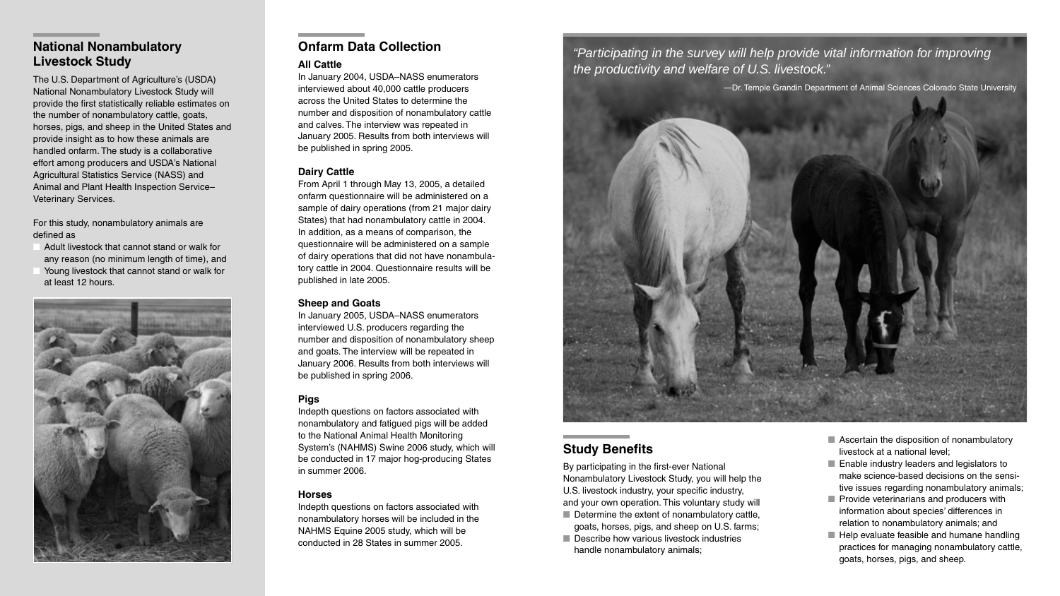## National Nonambulatory Livestock Study

The U.S. Department of Agriculture's (USDA) National Nonambulatory Livestock Study will provide the first statistically reliable estimates on the number of nonambulatory cattle, goats, horses, pigs, and sheep in the United States and provide insight as to how these animals are handled onfarm. The study is a collaborative effort among producers and USDA's National Agricultural Statistics Service (NASS) and Animal and Plant Health Inspection Service–Veterinary Services.

For this study, nonambulatory animals are defined as

- Adult livestock that cannot stand or walk for any reason (no minimum length of time), and
- Young livestock that cannot stand or walk for at least 12 hours.

## Onfarm Data Collection

### All Cattle

In January 2004, USDA–NASS enumerators interviewed about 40,000 cattle producers across the United States to determine the number and disposition of nonambulatory cattle and calves. The interview was repeated in January 2005. Results from both interviews will be published in spring 2005.

### Dairy Cattle

From April 1 through May 13, 2005, a detailed onfarm questionnaire will be administered on a sample of dairy operations (from 21 major dairy States) that had nonambulatory cattle in 2004. In addition, as a means of comparison, the questionnaire will be administered on a sample of dairy operations that did not have nonambulatory cattle in 2004. Questionnaire results will be published in late 2005.

### Sheep and Goats

In January 2005, USDA–NASS enumerators interviewed U.S. producers regarding the number and disposition of nonambulatory sheep and goats. The interview will be repeated in January 2006. Results from both interviews will be published in spring 2006.

### Pigs

Indepth questions on factors associated with nonambulatory and fatigued pigs will be added to the National Animal Health Monitoring System's (NAHMS) Swine 2006 study, which will be conducted in 17 major hog-producing States in summer 2006.

### Horses

Indepth questions on factors associated with nonambulatory horses will be included in the NAHMS Equine 2005 study, which will be conducted in 28 States in summer 2005.

*"Participating in the survey will help provide vital information for improving the productivity and welfare of U.S. livestock."*

—Dr. Temple Grandin Department of Animal Sciences Colorado State University

## Study Benefits

By participating in the first-ever National Nonambulatory Livestock Study, you will help the U.S. livestock industry, your specific industry, and your own operation. This voluntary study will

- Determine the extent of nonambulatory cattle, goats, horses, pigs, and sheep on U.S. farms;
- Describe how various livestock industries handle nonambulatory animals;
- Ascertain the disposition of nonambulatory livestock at a national level;
- Enable industry leaders and legislators to make science-based decisions on the sensitive issues regarding nonambulatory animals;
- Provide veterinarians and producers with information about species' differences in relation to nonambulatory animals; and
- Help evaluate feasible and humane handling practices for managing nonambulatory cattle, goats, horses, pigs, and sheep.